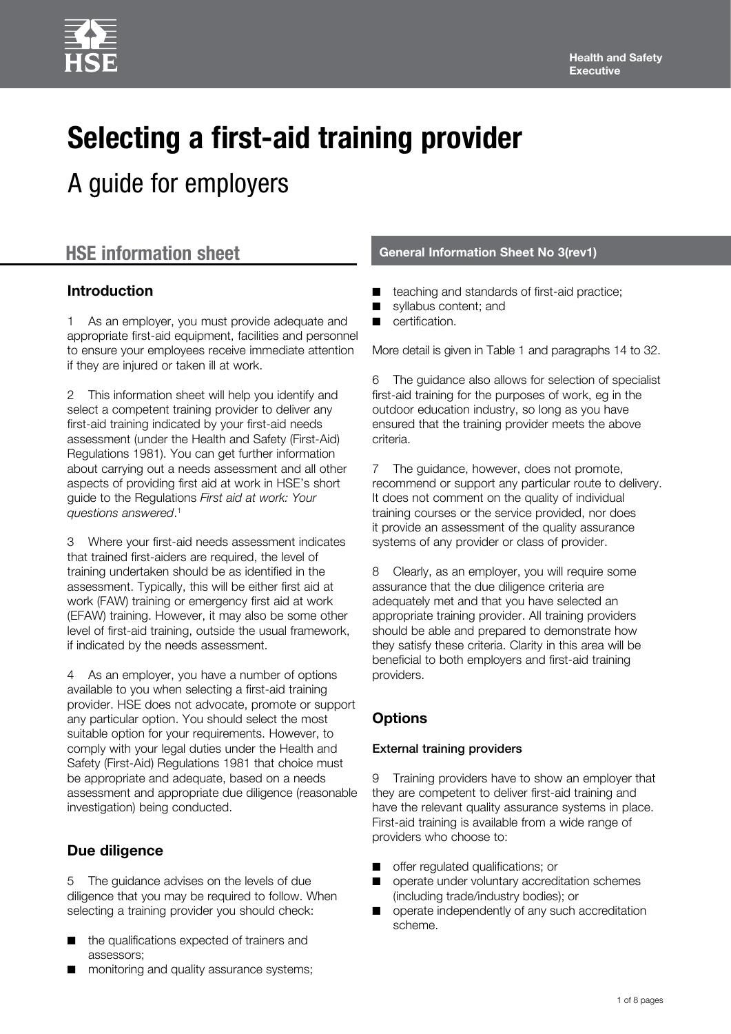Health and Safety Executive

# Selecting a first-aid training provider

## A guide for employers

**HSE information sheet**

**General Information Sheet No 3(rev1)**

### Introduction

1 As an employer, you must provide adequate and appropriate first-aid equipment, facilities and personnel to ensure your employees receive immediate attention if they are injured or taken ill at work.

2 This information sheet will help you identify and select a competent training provider to deliver any first-aid training indicated by your first-aid needs assessment (under the Health and Safety (First-Aid) Regulations 1981). You can get further information about carrying out a needs assessment and all other aspects of providing first aid at work in HSE's short guide to the Regulations *First aid at work: Your questions answered*.[1]

3 Where your first-aid needs assessment indicates that trained first-aiders are required, the level of training undertaken should be as identified in the assessment. Typically, this will be either first aid at work (FAW) training or emergency first aid at work (EFAW) training. However, it may also be some other level of first-aid training, outside the usual framework, if indicated by the needs assessment.

4 As an employer, you have a number of options available to you when selecting a first-aid training provider. HSE does not advocate, promote or support any particular option. You should select the most suitable option for your requirements. However, to comply with your legal duties under the Health and Safety (First-Aid) Regulations 1981 that choice must be appropriate and adequate, based on a needs assessment and appropriate due diligence (reasonable investigation) being conducted.

### Due diligence

5 The guidance advises on the levels of due diligence that you may be required to follow. When selecting a training provider you should check:

- the qualifications expected of trainers and assessors;
- monitoring and quality assurance systems;
- teaching and standards of first-aid practice;
- syllabus content; and
- certification.

More detail is given in Table 1 and paragraphs 14 to 32.

6 The guidance also allows for selection of specialist first-aid training for the purposes of work, eg in the outdoor education industry, so long as you have ensured that the training provider meets the above criteria.

7 The guidance, however, does not promote, recommend or support any particular route to delivery. It does not comment on the quality of individual training courses or the service provided, nor does it provide an assessment of the quality assurance systems of any provider or class of provider.

8 Clearly, as an employer, you will require some assurance that the due diligence criteria are adequately met and that you have selected an appropriate training provider. All training providers should be able and prepared to demonstrate how they satisfy these criteria. Clarity in this area will be beneficial to both employers and first-aid training providers.

### Options

#### External training providers

9 Training providers have to show an employer that they are competent to deliver first-aid training and have the relevant quality assurance systems in place. First-aid training is available from a wide range of providers who choose to:

- offer regulated qualifications; or
- operate under voluntary accreditation schemes (including trade/industry bodies); or
- operate independently of any such accreditation scheme.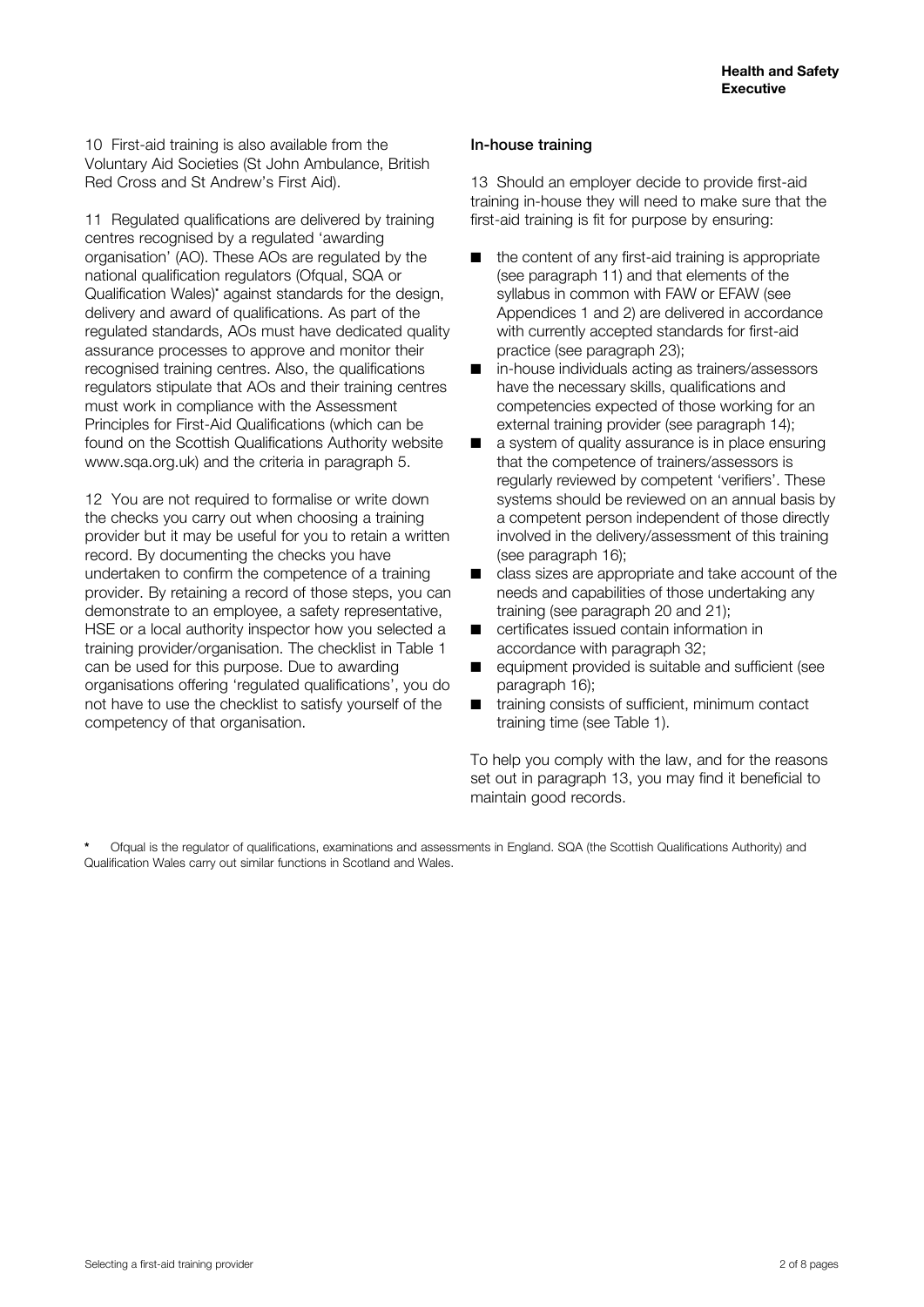10 First-aid training is also available from the Voluntary Aid Societies (St John Ambulance, British Red Cross and St Andrew's First Aid).

11 Regulated qualifications are delivered by training centres recognised by a regulated 'awarding organisation' (AO). These AOs are regulated by the national qualification regulators (Ofqual, SQA or Qualification Wales)* against standards for the design, delivery and award of qualifications. As part of the regulated standards, AOs must have dedicated quality assurance processes to approve and monitor their recognised training centres. Also, the qualifications regulators stipulate that AOs and their training centres must work in compliance with the Assessment Principles for First-Aid Qualifications (which can be found on the Scottish Qualifications Authority website www.sqa.org.uk) and the criteria in paragraph 5.

12 You are not required to formalise or write down the checks you carry out when choosing a training provider but it may be useful for you to retain a written record. By documenting the checks you have undertaken to confirm the competence of a training provider. By retaining a record of those steps, you can demonstrate to an employee, a safety representative, HSE or a local authority inspector how you selected a training provider/organisation. The checklist in Table 1 can be used for this purpose. Due to awarding organisations offering 'regulated qualifications', you do not have to use the checklist to satisfy yourself of the competency of that organisation.

### In-house training

13 Should an employer decide to provide first-aid training in-house they will need to make sure that the first-aid training is fit for purpose by ensuring:

- the content of any first-aid training is appropriate (see paragraph 11) and that elements of the syllabus in common with FAW or EFAW (see Appendices 1 and 2) are delivered in accordance with currently accepted standards for first-aid practice (see paragraph 23);
- in-house individuals acting as trainers/assessors have the necessary skills, qualifications and competencies expected of those working for an external training provider (see paragraph 14);
- a system of quality assurance is in place ensuring that the competence of trainers/assessors is regularly reviewed by competent 'verifiers'. These systems should be reviewed on an annual basis by a competent person independent of those directly involved in the delivery/assessment of this training (see paragraph 16);
- class sizes are appropriate and take account of the needs and capabilities of those undertaking any training (see paragraph 20 and 21);
- certificates issued contain information in accordance with paragraph 32;
- equipment provided is suitable and sufficient (see paragraph 16);
- training consists of sufficient, minimum contact training time (see Table 1).

To help you comply with the law, and for the reasons set out in paragraph 13, you may find it beneficial to maintain good records.

\* Ofqual is the regulator of qualifications, examinations and assessments in England. SQA (the Scottish Qualifications Authority) and Qualification Wales carry out similar functions in Scotland and Wales.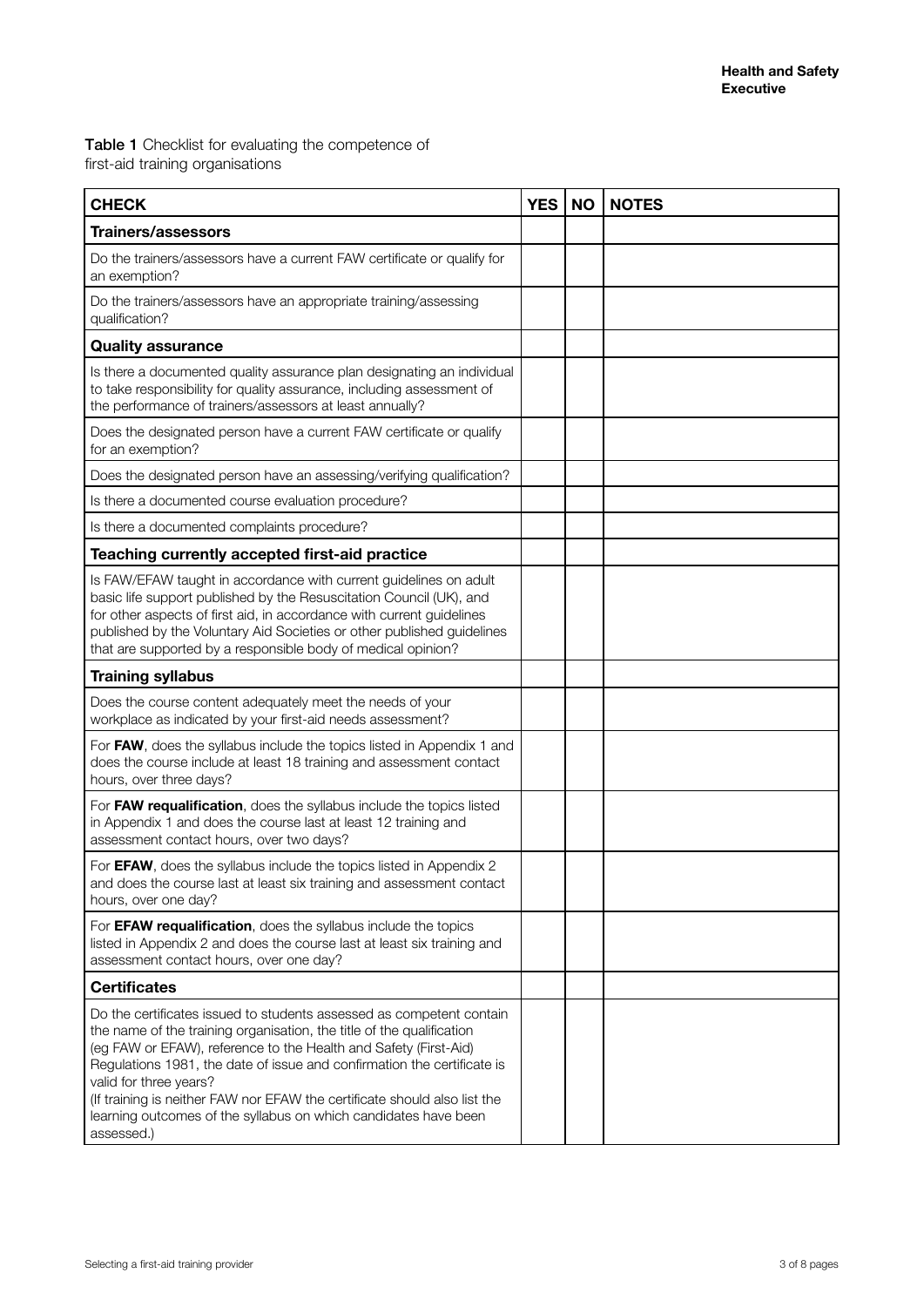**Table 1** Checklist for evaluating the competence of first-aid training organisations

| CHECK | YES | NO | NOTES |
|---|---|---|---|
| **Trainers/assessors** | | | |
| Do the trainers/assessors have a current FAW certificate or qualify for an exemption? | | | |
| Do the trainers/assessors have an appropriate training/assessing qualification? | | | |
| **Quality assurance** | | | |
| Is there a documented quality assurance plan designating an individual to take responsibility for quality assurance, including assessment of the performance of trainers/assessors at least annually? | | | |
| Does the designated person have a current FAW certificate or qualify for an exemption? | | | |
| Does the designated person have an assessing/verifying qualification? | | | |
| Is there a documented course evaluation procedure? | | | |
| Is there a documented complaints procedure? | | | |
| **Teaching currently accepted first-aid practice** | | | |
| Is FAW/EFAW taught in accordance with current guidelines on adult basic life support published by the Resuscitation Council (UK), and for other aspects of first aid, in accordance with current guidelines published by the Voluntary Aid Societies or other published guidelines that are supported by a responsible body of medical opinion? | | | |
| **Training syllabus** | | | |
| Does the course content adequately meet the needs of your workplace as indicated by your first-aid needs assessment? | | | |
| For **FAW**, does the syllabus include the topics listed in Appendix 1 and does the course include at least 18 training and assessment contact hours, over three days? | | | |
| For **FAW requalification**, does the syllabus include the topics listed in Appendix 1 and does the course last at least 12 training and assessment contact hours, over two days? | | | |
| For **EFAW**, does the syllabus include the topics listed in Appendix 2 and does the course last at least six training and assessment contact hours, over one day? | | | |
| For **EFAW requalification**, does the syllabus include the topics listed in Appendix 2 and does the course last at least six training and assessment contact hours, over one day? | | | |
| **Certificates** | | | |
| Do the certificates issued to students assessed as competent contain the name of the training organisation, the title of the qualification (eg FAW or EFAW), reference to the Health and Safety (First-Aid) Regulations 1981, the date of issue and confirmation the certificate is valid for three years? (If training is neither FAW nor EFAW the certificate should also list the learning outcomes of the syllabus on which candidates have been assessed.) | | | |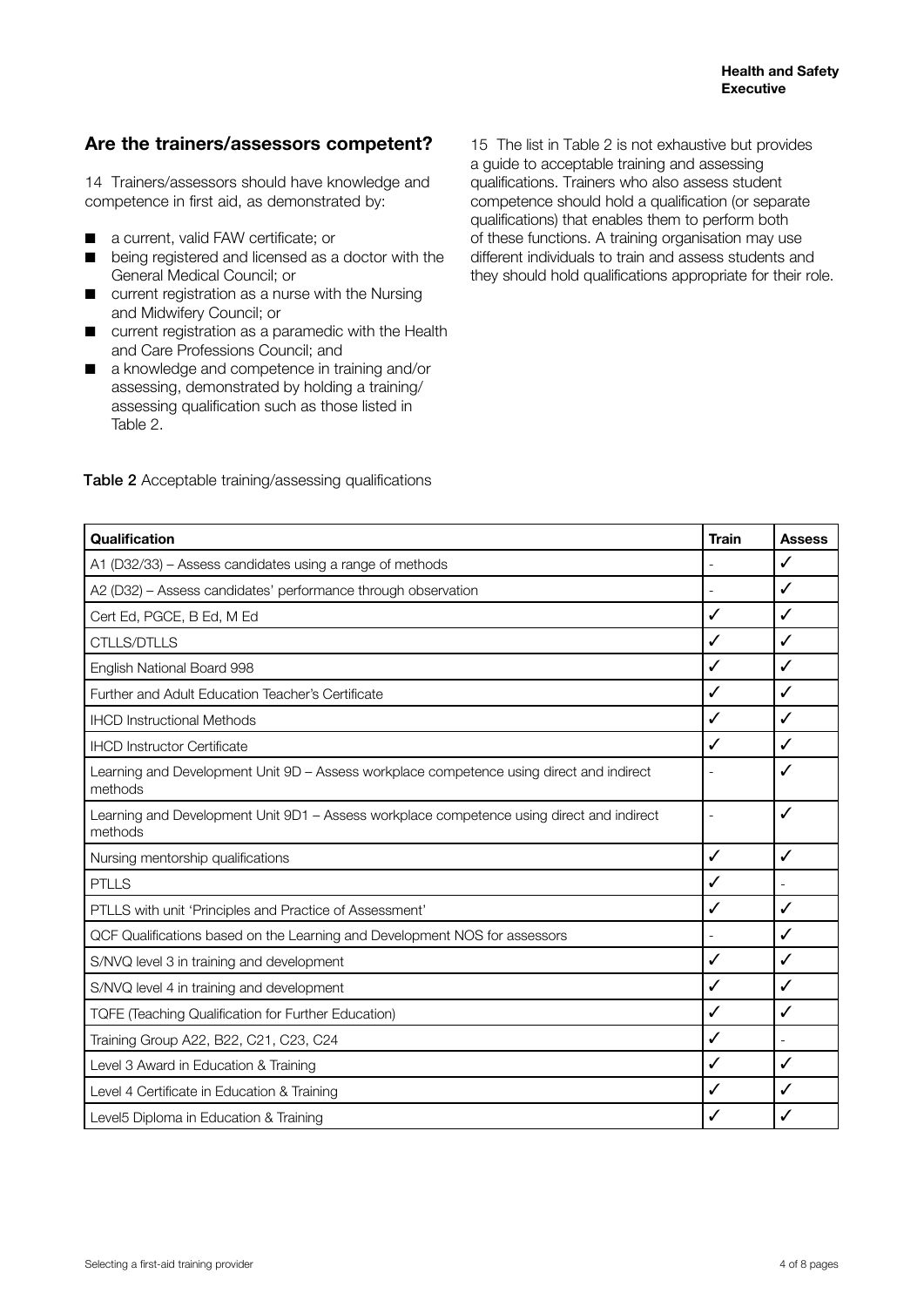## Are the trainers/assessors competent?

14 Trainers/assessors should have knowledge and competence in first aid, as demonstrated by:

- a current, valid FAW certificate; or
- being registered and licensed as a doctor with the General Medical Council; or
- current registration as a nurse with the Nursing and Midwifery Council; or
- current registration as a paramedic with the Health and Care Professions Council; and
- a knowledge and competence in training and/or assessing, demonstrated by holding a training/assessing qualification such as those listed in Table 2.

15 The list in Table 2 is not exhaustive but provides a guide to acceptable training and assessing qualifications. Trainers who also assess student competence should hold a qualification (or separate qualifications) that enables them to perform both of these functions. A training organisation may use different individuals to train and assess students and they should hold qualifications appropriate for their role.

**Table 2** Acceptable training/assessing qualifications

| Qualification | Train | Assess |
|---|---|---|
| A1 (D32/33) – Assess candidates using a range of methods | - | ✓ |
| A2 (D32) – Assess candidates' performance through observation | - | ✓ |
| Cert Ed, PGCE, B Ed, M Ed | ✓ | ✓ |
| CTLLS/DTLLS | ✓ | ✓ |
| English National Board 998 | ✓ | ✓ |
| Further and Adult Education Teacher's Certificate | ✓ | ✓ |
| IHCD Instructional Methods | ✓ | ✓ |
| IHCD Instructor Certificate | ✓ | ✓ |
| Learning and Development Unit 9D – Assess workplace competence using direct and indirect methods | - | ✓ |
| Learning and Development Unit 9D1 – Assess workplace competence using direct and indirect methods | - | ✓ |
| Nursing mentorship qualifications | ✓ | ✓ |
| PTLLS | ✓ | - |
| PTLLS with unit 'Principles and Practice of Assessment' | ✓ | ✓ |
| QCF Qualifications based on the Learning and Development NOS for assessors | - | ✓ |
| S/NVQ level 3 in training and development | ✓ | ✓ |
| S/NVQ level 4 in training and development | ✓ | ✓ |
| TQFE (Teaching Qualification for Further Education) | ✓ | ✓ |
| Training Group A22, B22, C21, C23, C24 | ✓ | - |
| Level 3 Award in Education & Training | ✓ | ✓ |
| Level 4 Certificate in Education & Training | ✓ | ✓ |
| Level5 Diploma in Education & Training | ✓ | ✓ |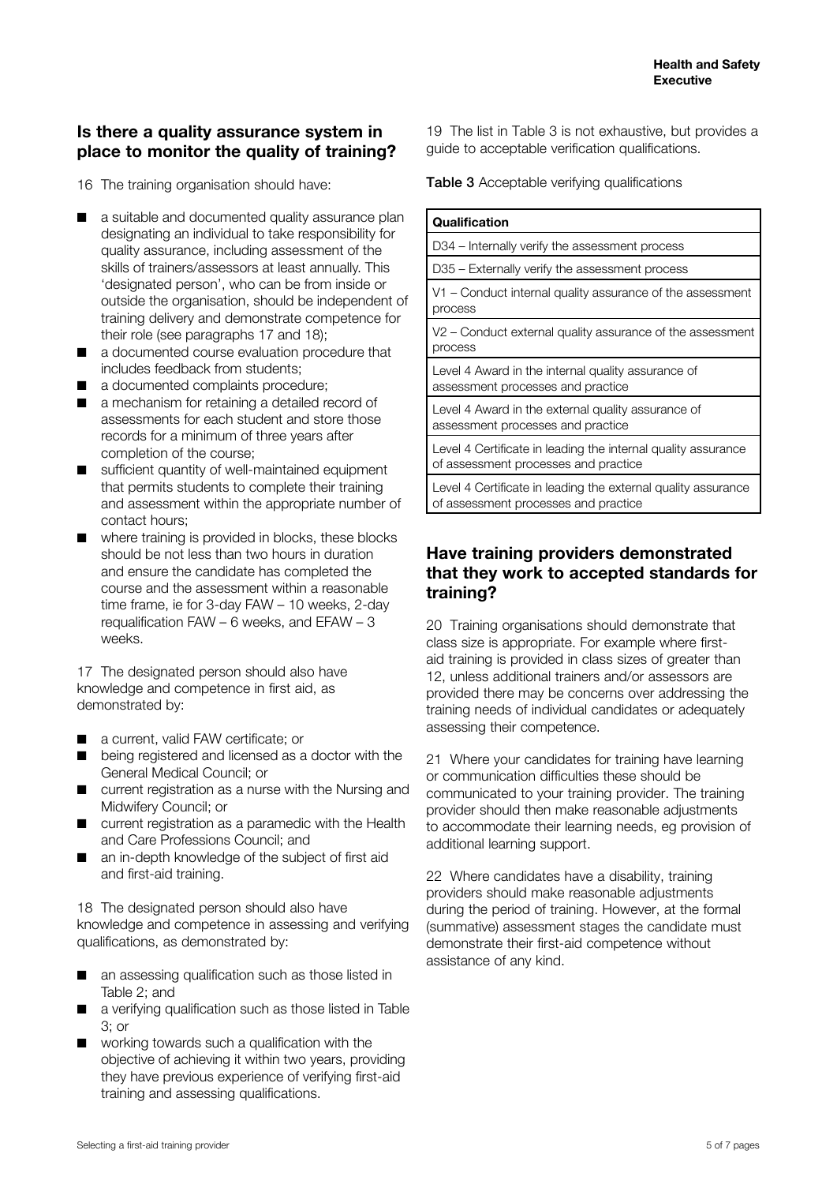## Is there a quality assurance system in place to monitor the quality of training?

16 The training organisation should have:

- a suitable and documented quality assurance plan designating an individual to take responsibility for quality assurance, including assessment of the skills of trainers/assessors at least annually. This 'designated person', who can be from inside or outside the organisation, should be independent of training delivery and demonstrate competence for their role (see paragraphs 17 and 18);
- a documented course evaluation procedure that includes feedback from students;
- a documented complaints procedure;
- a mechanism for retaining a detailed record of assessments for each student and store those records for a minimum of three years after completion of the course;
- sufficient quantity of well-maintained equipment that permits students to complete their training and assessment within the appropriate number of contact hours;
- where training is provided in blocks, these blocks should be not less than two hours in duration and ensure the candidate has completed the course and the assessment within a reasonable time frame, ie for 3-day FAW – 10 weeks, 2-day requalification FAW – 6 weeks, and EFAW – 3 weeks.

17 The designated person should also have knowledge and competence in first aid, as demonstrated by:

- a current, valid FAW certificate; or
- being registered and licensed as a doctor with the General Medical Council; or
- current registration as a nurse with the Nursing and Midwifery Council; or
- current registration as a paramedic with the Health and Care Professions Council; and
- an in-depth knowledge of the subject of first aid and first-aid training.

18 The designated person should also have knowledge and competence in assessing and verifying qualifications, as demonstrated by:

- an assessing qualification such as those listed in Table 2; and
- a verifying qualification such as those listed in Table 3; or
- working towards such a qualification with the objective of achieving it within two years, providing they have previous experience of verifying first-aid training and assessing qualifications.

19 The list in Table 3 is not exhaustive, but provides a guide to acceptable verification qualifications.

**Table 3** Acceptable verifying qualifications

| Qualification |
|---|
| D34 – Internally verify the assessment process |
| D35 – Externally verify the assessment process |
| V1 – Conduct internal quality assurance of the assessment process |
| V2 – Conduct external quality assurance of the assessment process |
| Level 4 Award in the internal quality assurance of assessment processes and practice |
| Level 4 Award in the external quality assurance of assessment processes and practice |
| Level 4 Certificate in leading the internal quality assurance of assessment processes and practice |
| Level 4 Certificate in leading the external quality assurance of assessment processes and practice |

## Have training providers demonstrated that they work to accepted standards for training?

20 Training organisations should demonstrate that class size is appropriate. For example where first-aid training is provided in class sizes of greater than 12, unless additional trainers and/or assessors are provided there may be concerns over addressing the training needs of individual candidates or adequately assessing their competence.

21 Where your candidates for training have learning or communication difficulties these should be communicated to your training provider. The training provider should then make reasonable adjustments to accommodate their learning needs, eg provision of additional learning support.

22 Where candidates have a disability, training providers should make reasonable adjustments during the period of training. However, at the formal (summative) assessment stages the candidate must demonstrate their first-aid competence without assistance of any kind.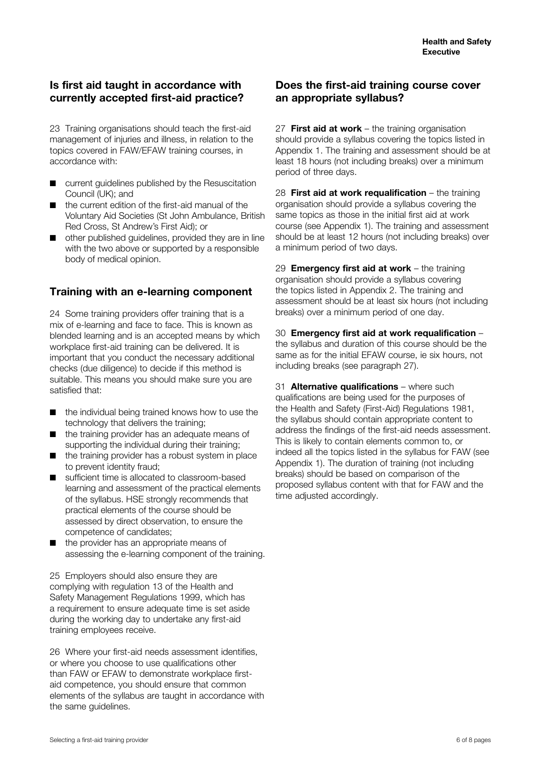## Is first aid taught in accordance with currently accepted first-aid practice?

23 Training organisations should teach the first-aid management of injuries and illness, in relation to the topics covered in FAW/EFAW training courses, in accordance with:

- current guidelines published by the Resuscitation Council (UK); and
- the current edition of the first-aid manual of the Voluntary Aid Societies (St John Ambulance, British Red Cross, St Andrew's First Aid); or
- other published guidelines, provided they are in line with the two above or supported by a responsible body of medical opinion.

## Training with an e-learning component

24 Some training providers offer training that is a mix of e-learning and face to face. This is known as blended learning and is an accepted means by which workplace first-aid training can be delivered. It is important that you conduct the necessary additional checks (due diligence) to decide if this method is suitable. This means you should make sure you are satisfied that:

- the individual being trained knows how to use the technology that delivers the training;
- the training provider has an adequate means of supporting the individual during their training;
- the training provider has a robust system in place to prevent identity fraud;
- sufficient time is allocated to classroom-based learning and assessment of the practical elements of the syllabus. HSE strongly recommends that practical elements of the course should be assessed by direct observation, to ensure the competence of candidates;
- the provider has an appropriate means of assessing the e-learning component of the training.

25 Employers should also ensure they are complying with regulation 13 of the Health and Safety Management Regulations 1999, which has a requirement to ensure adequate time is set aside during the working day to undertake any first-aid training employees receive.

26 Where your first-aid needs assessment identifies, or where you choose to use qualifications other than FAW or EFAW to demonstrate workplace first-aid competence, you should ensure that common elements of the syllabus are taught in accordance with the same guidelines.

## Does the first-aid training course cover an appropriate syllabus?

27 **First aid at work** – the training organisation should provide a syllabus covering the topics listed in Appendix 1. The training and assessment should be at least 18 hours (not including breaks) over a minimum period of three days.

28 **First aid at work requalification** – the training organisation should provide a syllabus covering the same topics as those in the initial first aid at work course (see Appendix 1). The training and assessment should be at least 12 hours (not including breaks) over a minimum period of two days.

29 **Emergency first aid at work** – the training organisation should provide a syllabus covering the topics listed in Appendix 2. The training and assessment should be at least six hours (not including breaks) over a minimum period of one day.

30 **Emergency first aid at work requalification** – the syllabus and duration of this course should be the same as for the initial EFAW course, ie six hours, not including breaks (see paragraph 27).

31 **Alternative qualifications** – where such qualifications are being used for the purposes of the Health and Safety (First-Aid) Regulations 1981, the syllabus should contain appropriate content to address the findings of the first-aid needs assessment. This is likely to contain elements common to, or indeed all the topics listed in the syllabus for FAW (see Appendix 1). The duration of training (not including breaks) should be based on comparison of the proposed syllabus content with that for FAW and the time adjusted accordingly.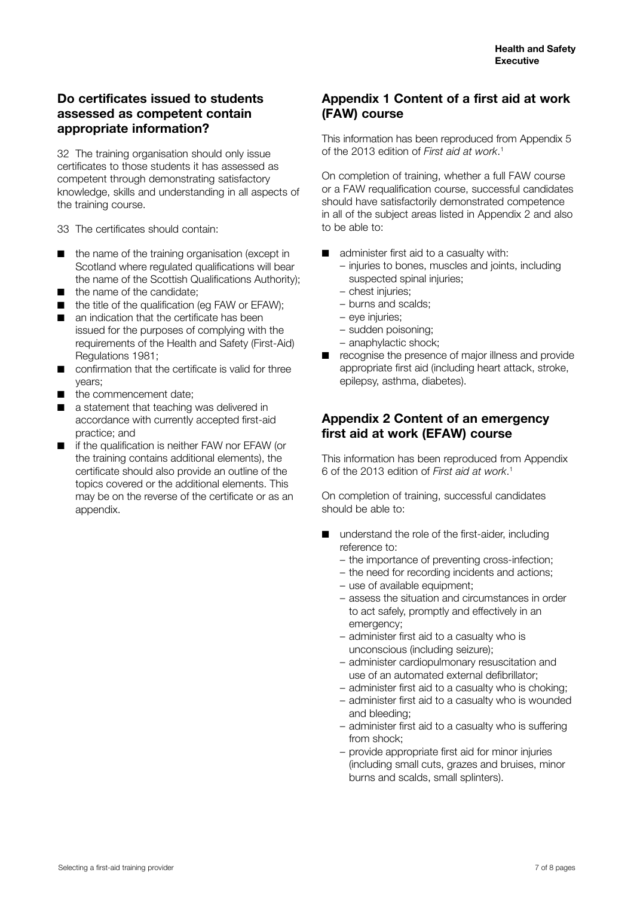## Do certificates issued to students assessed as competent contain appropriate information?

32 The training organisation should only issue certificates to those students it has assessed as competent through demonstrating satisfactory knowledge, skills and understanding in all aspects of the training course.

33 The certificates should contain:

- the name of the training organisation (except in Scotland where regulated qualifications will bear the name of the Scottish Qualifications Authority);
- the name of the candidate;
- the title of the qualification (eg FAW or EFAW);
- an indication that the certificate has been issued for the purposes of complying with the requirements of the Health and Safety (First-Aid) Regulations 1981;
- confirmation that the certificate is valid for three years;
- the commencement date;
- a statement that teaching was delivered in accordance with currently accepted first-aid practice; and
- if the qualification is neither FAW nor EFAW (or the training contains additional elements), the certificate should also provide an outline of the topics covered or the additional elements. This may be on the reverse of the certificate or as an appendix.

## Appendix 1 Content of a first aid at work (FAW) course

This information has been reproduced from Appendix 5 of the 2013 edition of *First aid at work*.[1]

On completion of training, whether a full FAW course or a FAW requalification course, successful candidates should have satisfactorily demonstrated competence in all of the subject areas listed in Appendix 2 and also to be able to:

- administer first aid to a casualty with:
  - injuries to bones, muscles and joints, including suspected spinal injuries;
  - chest injuries;
  - burns and scalds;
  - eye injuries;
  - sudden poisoning;
  - anaphylactic shock;
- recognise the presence of major illness and provide appropriate first aid (including heart attack, stroke, epilepsy, asthma, diabetes).

## Appendix 2 Content of an emergency first aid at work (EFAW) course

This information has been reproduced from Appendix 6 of the 2013 edition of *First aid at work*.[1]

On completion of training, successful candidates should be able to:

- understand the role of the first-aider, including reference to:
  - the importance of preventing cross-infection;
  - the need for recording incidents and actions;
  - use of available equipment;
  - assess the situation and circumstances in order to act safely, promptly and effectively in an emergency;
  - administer first aid to a casualty who is unconscious (including seizure);
  - administer cardiopulmonary resuscitation and use of an automated external defibrillator;
  - administer first aid to a casualty who is choking;
  - administer first aid to a casualty who is wounded and bleeding;
  - administer first aid to a casualty who is suffering from shock;
  - provide appropriate first aid for minor injuries (including small cuts, grazes and bruises, minor burns and scalds, small splinters).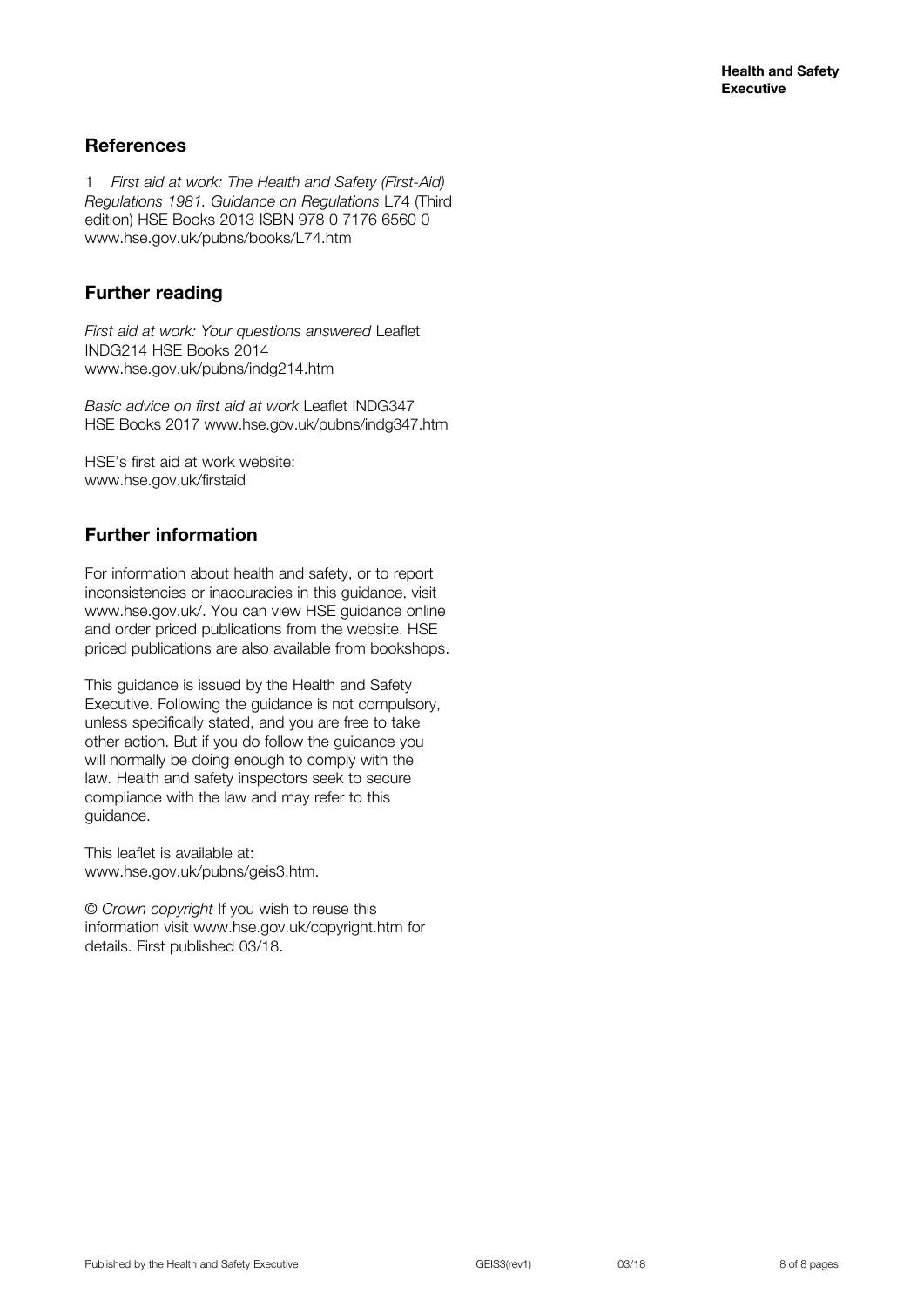## References

1 *First aid at work: The Health and Safety (First-Aid) Regulations 1981. Guidance on Regulations* L74 (Third edition) HSE Books 2013 ISBN 978 0 7176 6560 0 www.hse.gov.uk/pubns/books/L74.htm

## Further reading

*First aid at work: Your questions answered* Leaflet INDG214 HSE Books 2014 www.hse.gov.uk/pubns/indg214.htm

*Basic advice on first aid at work* Leaflet INDG347 HSE Books 2017 www.hse.gov.uk/pubns/indg347.htm

HSE's first aid at work website: www.hse.gov.uk/firstaid

## Further information

For information about health and safety, or to report inconsistencies or inaccuracies in this guidance, visit www.hse.gov.uk/. You can view HSE guidance online and order priced publications from the website. HSE priced publications are also available from bookshops.

This guidance is issued by the Health and Safety Executive. Following the guidance is not compulsory, unless specifically stated, and you are free to take other action. But if you do follow the guidance you will normally be doing enough to comply with the law. Health and safety inspectors seek to secure compliance with the law and may refer to this guidance.

This leaflet is available at: www.hse.gov.uk/pubns/geis3.htm.

© *Crown copyright* If you wish to reuse this information visit www.hse.gov.uk/copyright.htm for details. First published 03/18.

Published by the Health and Safety Executive GEIS3(rev1) 03/18